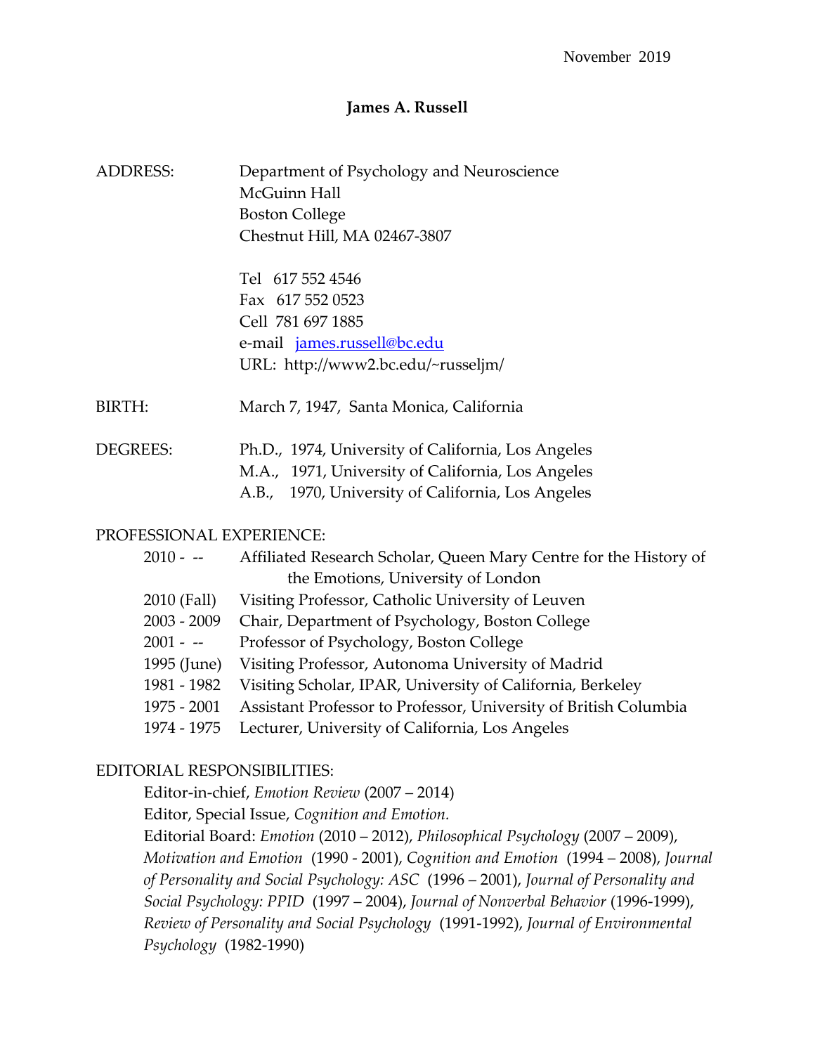November 2019

**James A. Russell**

ADDRESS: Department of Psychology and Neuroscience
McGuinn Hall
Boston College
Chestnut Hill, MA 02467-3807

Tel 617 552 4546
Fax 617 552 0523
Cell 781 697 1885
e-mail james.russell@bc.edu
URL: http://www2.bc.edu/~russeljm/

BIRTH: March 7, 1947, Santa Monica, California

DEGREES: Ph.D., 1974, University of California, Los Angeles
M.A., 1971, University of California, Los Angeles
A.B., 1970, University of California, Los Angeles

PROFESSIONAL EXPERIENCE:

- 2010 - -- Affiliated Research Scholar, Queen Mary Centre for the History of the Emotions, University of London
- 2010 (Fall) Visiting Professor, Catholic University of Leuven
- 2003 - 2009 Chair, Department of Psychology, Boston College
- 2001 - -- Professor of Psychology, Boston College
- 1995 (June) Visiting Professor, Autonoma University of Madrid
- 1981 - 1982 Visiting Scholar, IPAR, University of California, Berkeley
- 1975 - 2001 Assistant Professor to Professor, University of British Columbia
- 1974 - 1975 Lecturer, University of California, Los Angeles

EDITORIAL RESPONSIBILITIES:

Editor-in-chief, *Emotion Review* (2007 – 2014)
Editor, Special Issue, *Cognition and Emotion.*
Editorial Board: *Emotion* (2010 – 2012), *Philosophical Psychology* (2007 – 2009), *Motivation and Emotion* (1990 - 2001), *Cognition and Emotion* (1994 – 2008), *Journal of Personality and Social Psychology: ASC* (1996 – 2001), *Journal of Personality and Social Psychology: PPID* (1997 – 2004), *Journal of Nonverbal Behavior* (1996-1999), *Review of Personality and Social Psychology* (1991-1992), *Journal of Environmental Psychology* (1982-1990)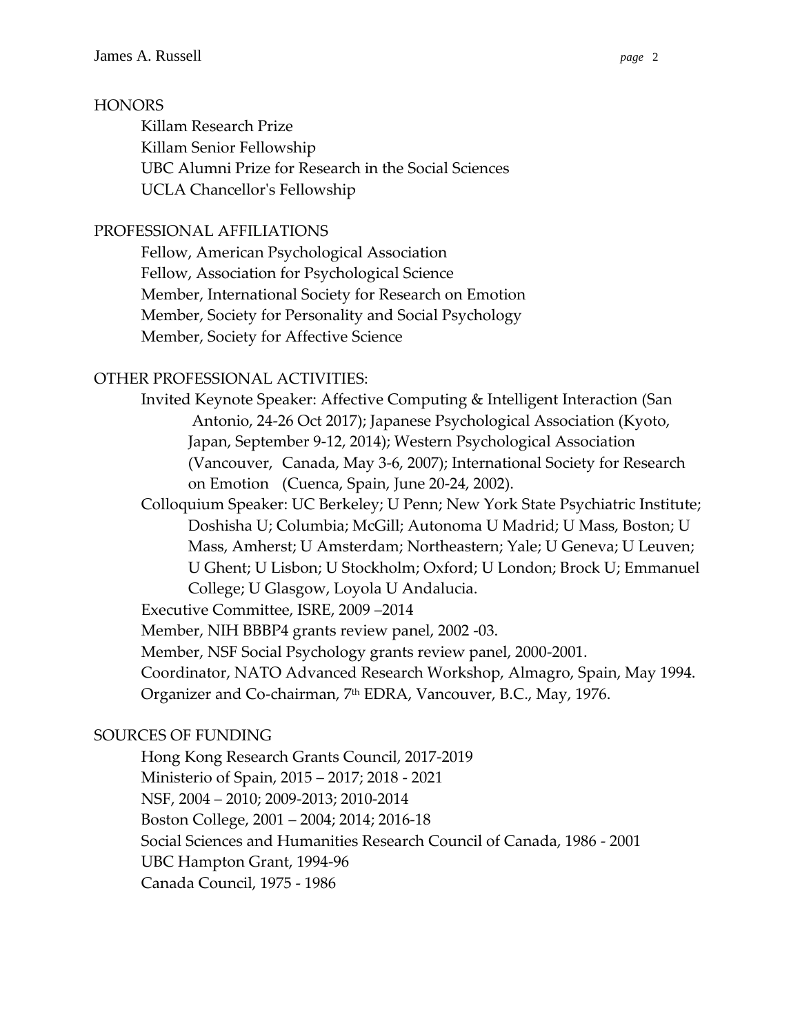## HONORS

Killam Research Prize
Killam Senior Fellowship
UBC Alumni Prize for Research in the Social Sciences
UCLA Chancellor's Fellowship

## PROFESSIONAL AFFILIATIONS

Fellow, American Psychological Association
Fellow, Association for Psychological Science
Member, International Society for Research on Emotion
Member, Society for Personality and Social Psychology
Member, Society for Affective Science

## OTHER PROFESSIONAL ACTIVITIES:

Invited Keynote Speaker: Affective Computing & Intelligent Interaction (San Antonio, 24-26 Oct 2017); Japanese Psychological Association (Kyoto, Japan, September 9-12, 2014); Western Psychological Association (Vancouver, Canada, May 3-6, 2007); International Society for Research on Emotion (Cuenca, Spain, June 20-24, 2002).

Colloquium Speaker: UC Berkeley; U Penn; New York State Psychiatric Institute; Doshisha U; Columbia; McGill; Autonoma U Madrid; U Mass, Boston; U Mass, Amherst; U Amsterdam; Northeastern; Yale; U Geneva; U Leuven; U Ghent; U Lisbon; U Stockholm; Oxford; U London; Brock U; Emmanuel College; U Glasgow, Loyola U Andalucia.

Executive Committee, ISRE, 2009 –2014

Member, NIH BBBP4 grants review panel, 2002 -03.

Member, NSF Social Psychology grants review panel, 2000-2001.

Coordinator, NATO Advanced Research Workshop, Almagro, Spain, May 1994.

Organizer and Co-chairman, 7th EDRA, Vancouver, B.C., May, 1976.

## SOURCES OF FUNDING

Hong Kong Research Grants Council, 2017-2019
Ministerio of Spain, 2015 – 2017; 2018 - 2021
NSF, 2004 – 2010; 2009-2013; 2010-2014
Boston College, 2001 – 2004; 2014; 2016-18
Social Sciences and Humanities Research Council of Canada, 1986 - 2001
UBC Hampton Grant, 1994-96
Canada Council, 1975 - 1986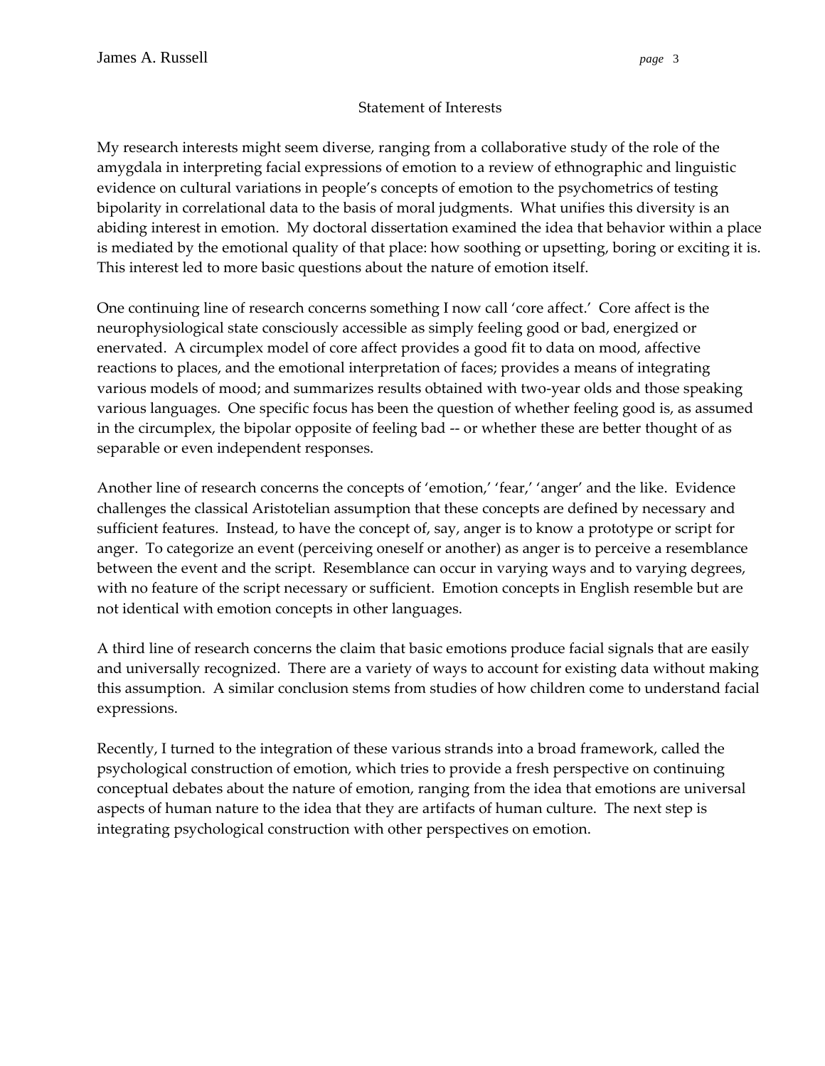## Statement of Interests

My research interests might seem diverse, ranging from a collaborative study of the role of the amygdala in interpreting facial expressions of emotion to a review of ethnographic and linguistic evidence on cultural variations in people's concepts of emotion to the psychometrics of testing bipolarity in correlational data to the basis of moral judgments. What unifies this diversity is an abiding interest in emotion. My doctoral dissertation examined the idea that behavior within a place is mediated by the emotional quality of that place: how soothing or upsetting, boring or exciting it is. This interest led to more basic questions about the nature of emotion itself.

One continuing line of research concerns something I now call 'core affect.' Core affect is the neurophysiological state consciously accessible as simply feeling good or bad, energized or enervated. A circumplex model of core affect provides a good fit to data on mood, affective reactions to places, and the emotional interpretation of faces; provides a means of integrating various models of mood; and summarizes results obtained with two-year olds and those speaking various languages. One specific focus has been the question of whether feeling good is, as assumed in the circumplex, the bipolar opposite of feeling bad -- or whether these are better thought of as separable or even independent responses.

Another line of research concerns the concepts of 'emotion,' 'fear,' 'anger' and the like. Evidence challenges the classical Aristotelian assumption that these concepts are defined by necessary and sufficient features. Instead, to have the concept of, say, anger is to know a prototype or script for anger. To categorize an event (perceiving oneself or another) as anger is to perceive a resemblance between the event and the script. Resemblance can occur in varying ways and to varying degrees, with no feature of the script necessary or sufficient. Emotion concepts in English resemble but are not identical with emotion concepts in other languages.

A third line of research concerns the claim that basic emotions produce facial signals that are easily and universally recognized. There are a variety of ways to account for existing data without making this assumption. A similar conclusion stems from studies of how children come to understand facial expressions.

Recently, I turned to the integration of these various strands into a broad framework, called the psychological construction of emotion, which tries to provide a fresh perspective on continuing conceptual debates about the nature of emotion, ranging from the idea that emotions are universal aspects of human nature to the idea that they are artifacts of human culture. The next step is integrating psychological construction with other perspectives on emotion.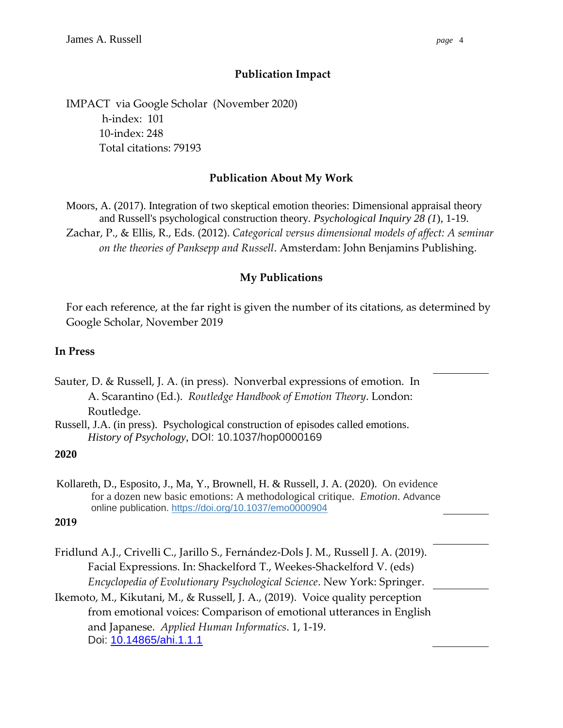## Publication Impact

IMPACT via Google Scholar (November 2020)
h-index: 101
10-index: 248
Total citations: 79193

## Publication About My Work

Moors, A. (2017). Integration of two skeptical emotion theories: Dimensional appraisal theory and Russell's psychological construction theory. *Psychological Inquiry 28 (1*), 1-19.

Zachar, P., & Ellis, R., Eds. (2012). *Categorical versus dimensional models of affect: A seminar on the theories of Panksepp and Russell*. Amsterdam: John Benjamins Publishing.

## My Publications

For each reference, at the far right is given the number of its citations, as determined by Google Scholar, November 2019

### In Press

Sauter, D. & Russell, J. A. (in press). Nonverbal expressions of emotion. In A. Scarantino (Ed.). *Routledge Handbook of Emotion Theory*. London: Routledge.

Russell, J.A. (in press). Psychological construction of episodes called emotions. *History of Psychology*, DOI: 10.1037/hop0000169

### 2020

Kollareth, D., Esposito, J., Ma, Y., Brownell, H. & Russell, J. A. (2020). On evidence for a dozen new basic emotions: A methodological critique. *Emotion*. Advance online publication. https://doi.org/10.1037/emo0000904

### 2019

Fridlund A.J., Crivelli C., Jarillo S., Fernández-Dols J. M., Russell J. A. (2019). Facial Expressions. In: Shackelford T., Weekes-Shackelford V. (eds) *Encyclopedia of Evolutionary Psychological Science*. New York: Springer.

Ikemoto, M., Kikutani, M., & Russell, J. A., (2019). Voice quality perception from emotional voices: Comparison of emotional utterances in English and Japanese. *Applied Human Informatics*. 1, 1-19. Doi: 10.14865/ahi.1.1.1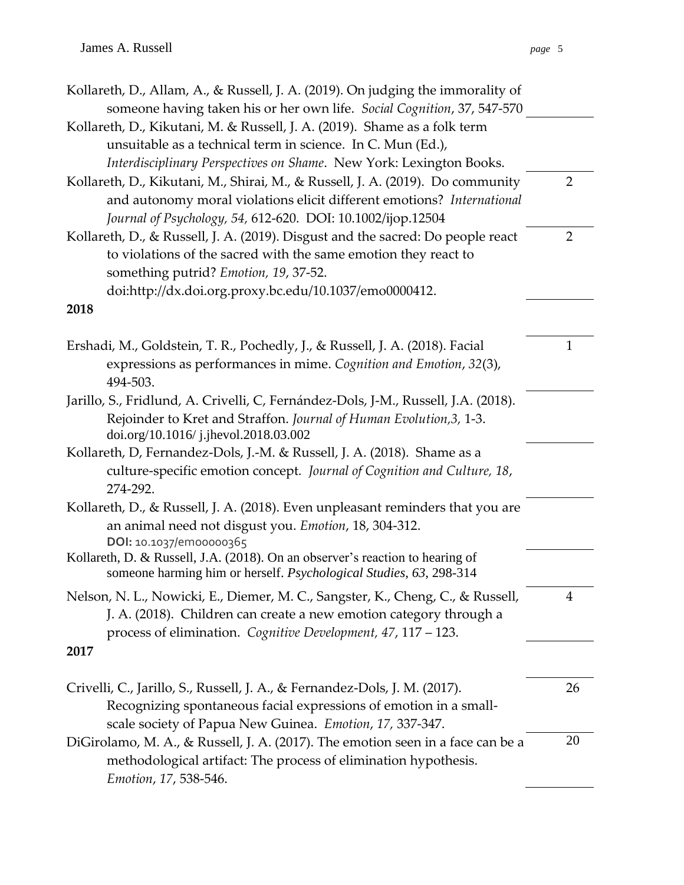Kollareth, D., Allam, A., & Russell, J. A. (2019). On judging the immorality of someone having taken his or her own life. *Social Cognition*, 37, 547-570

Kollareth, D., Kikutani, M. & Russell, J. A. (2019). Shame as a folk term unsuitable as a technical term in science. In C. Mun (Ed.), *Interdisciplinary Perspectives on Shame*. New York: Lexington Books.

Kollareth, D., Kikutani, M., Shirai, M., & Russell, J. A. (2019). Do community and autonomy moral violations elicit different emotions? *International Journal of Psychology, 54*, 612-620. DOI: 10.1002/ijop.12504 — 2

Kollareth, D., & Russell, J. A. (2019). Disgust and the sacred: Do people react to violations of the sacred with the same emotion they react to something putrid? *Emotion, 19*, 37-52. doi:http://dx.doi.org.proxy.bc.edu/10.1037/emo0000412. — 2

**2018**

Ershadi, M., Goldstein, T. R., Pochedly, J., & Russell, J. A. (2018). Facial expressions as performances in mime. *Cognition and Emotion*, *32*(3), 494-503. — 1

Jarillo, S., Fridlund, A. Crivelli, C, Fernández-Dols, J-M., Russell, J.A. (2018). Rejoinder to Kret and Straffon. *Journal of Human Evolution,3,* 1-3. doi.org/10.1016/ j.jhevol.2018.03.002

Kollareth, D, Fernandez-Dols, J.-M. & Russell, J. A. (2018). Shame as a culture-specific emotion concept. *Journal of Cognition and Culture, 18*, 274-292.

Kollareth, D., & Russell, J. A. (2018). Even unpleasant reminders that you are an animal need not disgust you. *Emotion*, 18, 304-312. **DOI:** 10.1037/emo0000365

Kollareth, D. & Russell, J.A. (2018). On an observer's reaction to hearing of someone harming him or herself. *Psychological Studies*, *63*, 298-314

Nelson, N. L., Nowicki, E., Diemer, M. C., Sangster, K., Cheng, C., & Russell, J. A. (2018). Children can create a new emotion category through a process of elimination. *Cognitive Development, 47*, 117 – 123. — 4

**2017**

Crivelli, C., Jarillo, S., Russell, J. A., & Fernandez-Dols, J. M. (2017). Recognizing spontaneous facial expressions of emotion in a small-scale society of Papua New Guinea. *Emotion*, *17*, 337-347. — 26

DiGirolamo, M. A., & Russell, J. A. (2017). The emotion seen in a face can be a methodological artifact: The process of elimination hypothesis. *Emotion*, *17*, 538-546. — 20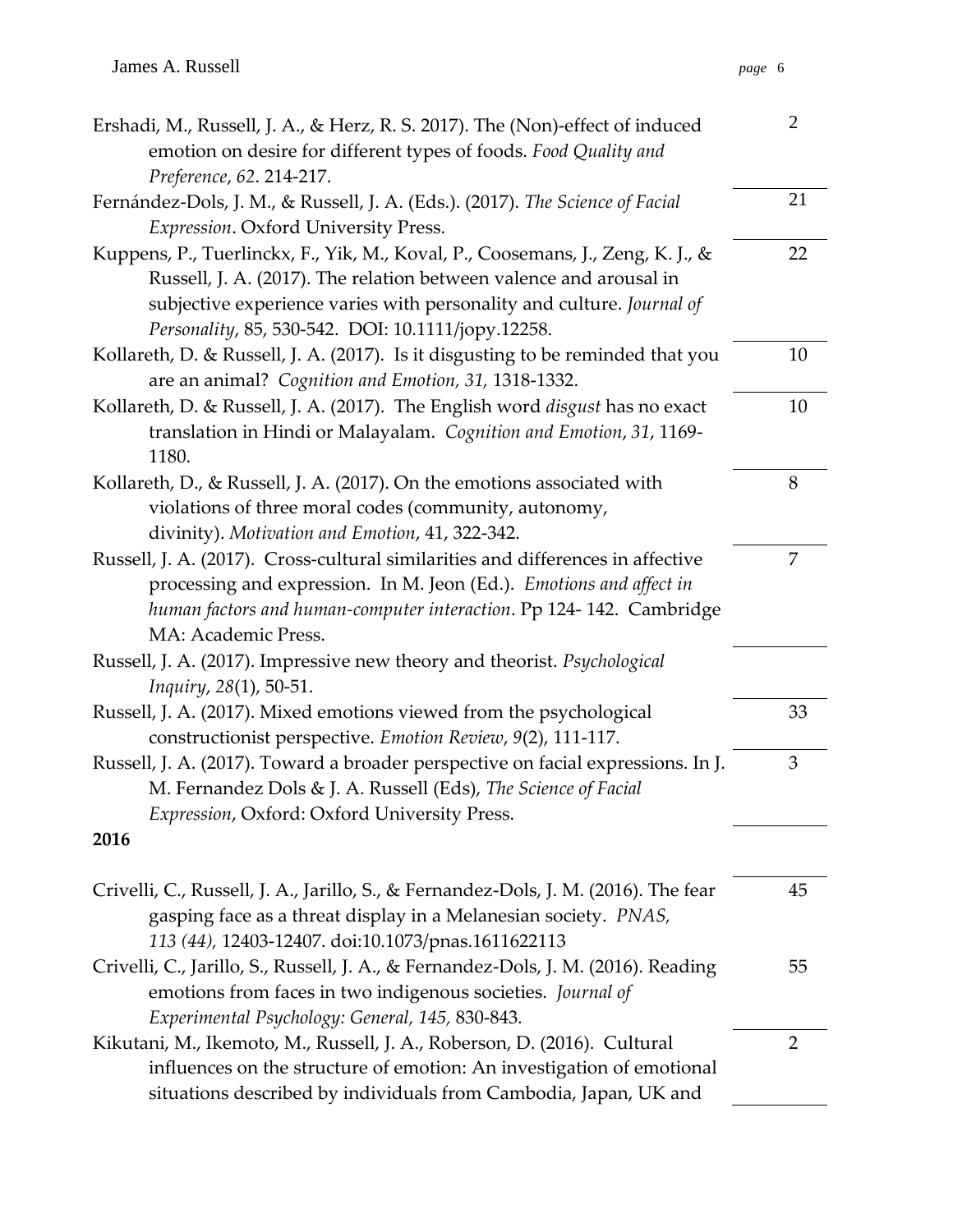| Publication | Citations |
|---|---|
| Ershadi, M., Russell, J. A., & Herz, R. S. 2017). The (Non)-effect of induced emotion on desire for different types of foods. *Food Quality and Preference*, *62*. 214-217. | 2 |
| Fernández-Dols, J. M., & Russell, J. A. (Eds.). (2017). *The Science of Facial Expression*. Oxford University Press. | 21 |
| Kuppens, P., Tuerlinckx, F., Yik, M., Koval, P., Coosemans, J., Zeng, K. J., & Russell, J. A. (2017). The relation between valence and arousal in subjective experience varies with personality and culture. *Journal of Personality*, 85, 530-542. DOI: 10.1111/jopy.12258. | 22 |
| Kollareth, D. & Russell, J. A. (2017). Is it disgusting to be reminded that you are an animal? *Cognition and Emotion, 31,* 1318-1332. | 10 |
| Kollareth, D. & Russell, J. A. (2017). The English word *disgust* has no exact translation in Hindi or Malayalam. *Cognition and Emotion*, *31*, 1169-1180. | 10 |
| Kollareth, D., & Russell, J. A. (2017). On the emotions associated with violations of three moral codes (community, autonomy, divinity). *Motivation and Emotion*, 41, 322-342. | 8 |
| Russell, J. A. (2017). Cross-cultural similarities and differences in affective processing and expression. In M. Jeon (Ed.). *Emotions and affect in human factors and human-computer interaction*. Pp 124- 142. Cambridge MA: Academic Press. | 7 |
| Russell, J. A. (2017). Impressive new theory and theorist. *Psychological Inquiry*, *28*(1), 50-51. | |
| Russell, J. A. (2017). Mixed emotions viewed from the psychological constructionist perspective. *Emotion Review*, *9*(2), 111-117. | 33 |
| Russell, J. A. (2017). Toward a broader perspective on facial expressions. In J. M. Fernandez Dols & J. A. Russell (Eds), *The Science of Facial Expression*, Oxford: Oxford University Press. | 3 |
| **2016** | |
| Crivelli, C., Russell, J. A., Jarillo, S., & Fernandez-Dols, J. M. (2016). The fear gasping face as a threat display in a Melanesian society. *PNAS, 113 (44),* 12403-12407. doi:10.1073/pnas.1611622113 | 45 |
| Crivelli, C., Jarillo, S., Russell, J. A., & Fernandez-Dols, J. M. (2016). Reading emotions from faces in two indigenous societies. *Journal of Experimental Psychology: General, 145,* 830-843. | 55 |
| Kikutani, M., Ikemoto, M., Russell, J. A., Roberson, D. (2016). Cultural influences on the structure of emotion: An investigation of emotional situations described by individuals from Cambodia, Japan, UK and | 2 |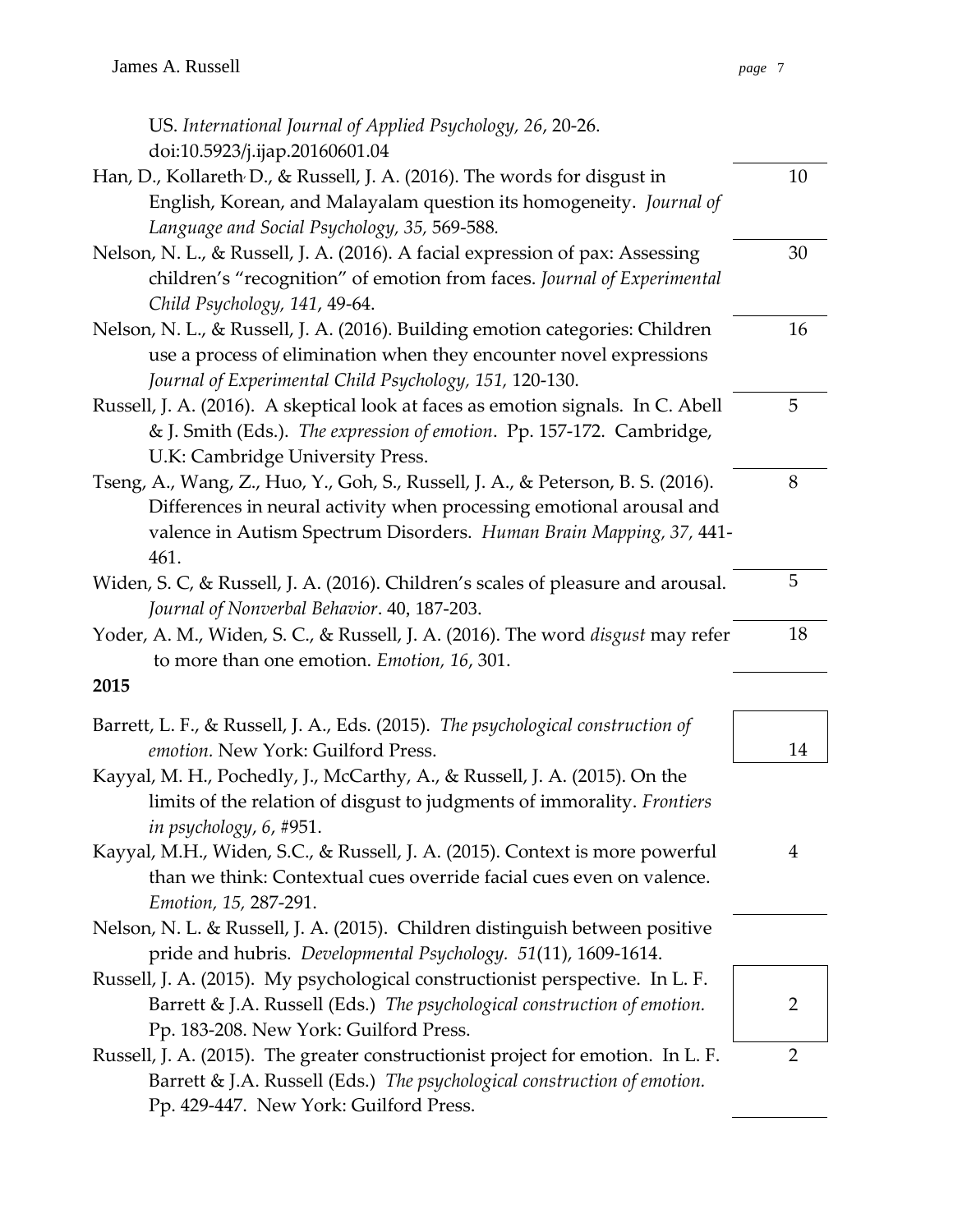US. *International Journal of Applied Psychology, 26*, 20-26. doi:10.5923/j.ijap.20160601.04

Han, D., Kollareth, D., & Russell, J. A. (2016). The words for disgust in English, Korean, and Malayalam question its homogeneity. *Journal of Language and Social Psychology, 35*, 569-588. — 10

Nelson, N. L., & Russell, J. A. (2016). A facial expression of pax: Assessing children's "recognition" of emotion from faces. *Journal of Experimental Child Psychology, 141*, 49-64. — 30

Nelson, N. L., & Russell, J. A. (2016). Building emotion categories: Children use a process of elimination when they encounter novel expressions *Journal of Experimental Child Psychology, 151*, 120-130. — 16

Russell, J. A. (2016). A skeptical look at faces as emotion signals. In C. Abell & J. Smith (Eds.). *The expression of emotion*. Pp. 157-172. Cambridge, U.K: Cambridge University Press. — 5

Tseng, A., Wang, Z., Huo, Y., Goh, S., Russell, J. A., & Peterson, B. S. (2016). Differences in neural activity when processing emotional arousal and valence in Autism Spectrum Disorders. *Human Brain Mapping, 37*, 441-461. — 8

Widen, S. C, & Russell, J. A. (2016). Children's scales of pleasure and arousal. *Journal of Nonverbal Behavior*. 40, 187-203. — 5

Yoder, A. M., Widen, S. C., & Russell, J. A. (2016). The word *disgust* may refer to more than one emotion. *Emotion, 16*, 301. — 18

**2015**

Barrett, L. F., & Russell, J. A., Eds. (2015). *The psychological construction of emotion.* New York: Guilford Press. — 14

Kayyal, M. H., Pochedly, J., McCarthy, A., & Russell, J. A. (2015). On the limits of the relation of disgust to judgments of immorality. *Frontiers in psychology*, *6*, #951.

Kayyal, M.H., Widen, S.C., & Russell, J. A. (2015). Context is more powerful than we think: Contextual cues override facial cues even on valence. *Emotion, 15,* 287-291. — 4

Nelson, N. L. & Russell, J. A. (2015). Children distinguish between positive pride and hubris. *Developmental Psychology. 51*(11), 1609-1614.

Russell, J. A. (2015). My psychological constructionist perspective. In L. F. Barrett & J.A. Russell (Eds.) *The psychological construction of emotion.* Pp. 183-208. New York: Guilford Press. — 2

Russell, J. A. (2015). The greater constructionist project for emotion. In L. F. Barrett & J.A. Russell (Eds.) *The psychological construction of emotion.* Pp. 429-447. New York: Guilford Press. — 2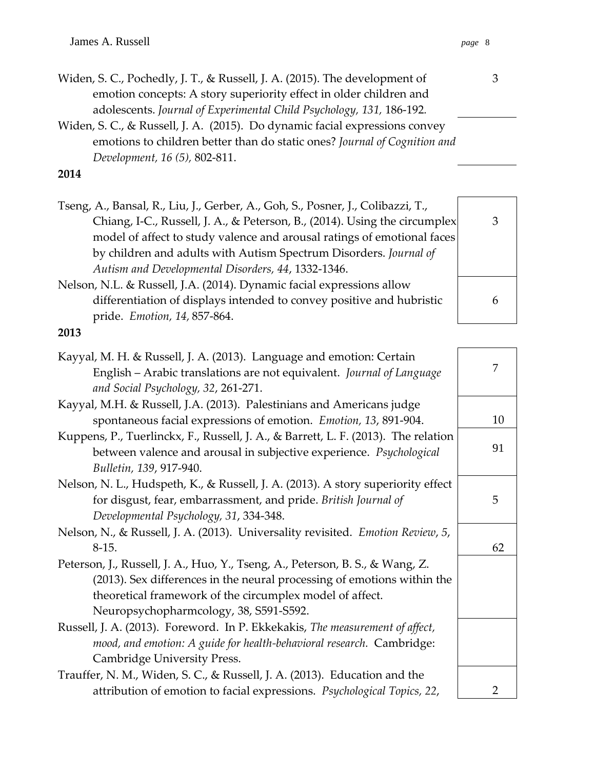Widen, S. C., Pochedly, J. T., & Russell, J. A. (2015). The development of emotion concepts: A story superiority effect in older children and adolescents. *Journal of Experimental Child Psychology, 131,* 186-192. — 3

Widen, S. C., & Russell, J. A. (2015). Do dynamic facial expressions convey emotions to children better than do static ones? *Journal of Cognition and Development, 16 (5),* 802-811.

**2014**

Tseng, A., Bansal, R., Liu, J., Gerber, A., Goh, S., Posner, J., Colibazzi, T., Chiang, I-C., Russell, J. A., & Peterson, B., (2014). Using the circumplex model of affect to study valence and arousal ratings of emotional faces by children and adults with Autism Spectrum Disorders. *Journal of Autism and Developmental Disorders, 44*, 1332-1346. — 3

Nelson, N.L. & Russell, J.A. (2014). Dynamic facial expressions allow differentiation of displays intended to convey positive and hubristic pride. *Emotion, 14,* 857-864. — 6

**2013**

Kayyal, M. H. & Russell, J. A. (2013). Language and emotion: Certain English – Arabic translations are not equivalent. *Journal of Language and Social Psychology, 32*, 261-271. — 7

Kayyal, M.H. & Russell, J.A. (2013). Palestinians and Americans judge spontaneous facial expressions of emotion. *Emotion, 13*, 891-904. — 10

Kuppens, P., Tuerlinckx, F., Russell, J. A., & Barrett, L. F. (2013). The relation between valence and arousal in subjective experience. *Psychological Bulletin, 139*, 917-940. — 91

Nelson, N. L., Hudspeth, K., & Russell, J. A. (2013). A story superiority effect for disgust, fear, embarrassment, and pride. *British Journal of Developmental Psychology, 31*, 334-348. — 5

Nelson, N., & Russell, J. A. (2013). Universality revisited. *Emotion Review*, *5*, 8-15. — 62

Peterson, J., Russell, J. A., Huo, Y., Tseng, A., Peterson, B. S., & Wang, Z. (2013). Sex differences in the neural processing of emotions within the theoretical framework of the circumplex model of affect. Neuropsychopharmcology, 38, S591-S592.

Russell, J. A. (2013). Foreword. In P. Ekkekakis, *The measurement of affect, mood, and emotion: A guide for health-behavioral research.* Cambridge: Cambridge University Press.

Trauffer, N. M., Widen, S. C., & Russell, J. A. (2013). Education and the attribution of emotion to facial expressions. *Psychological Topics, 22*, — 2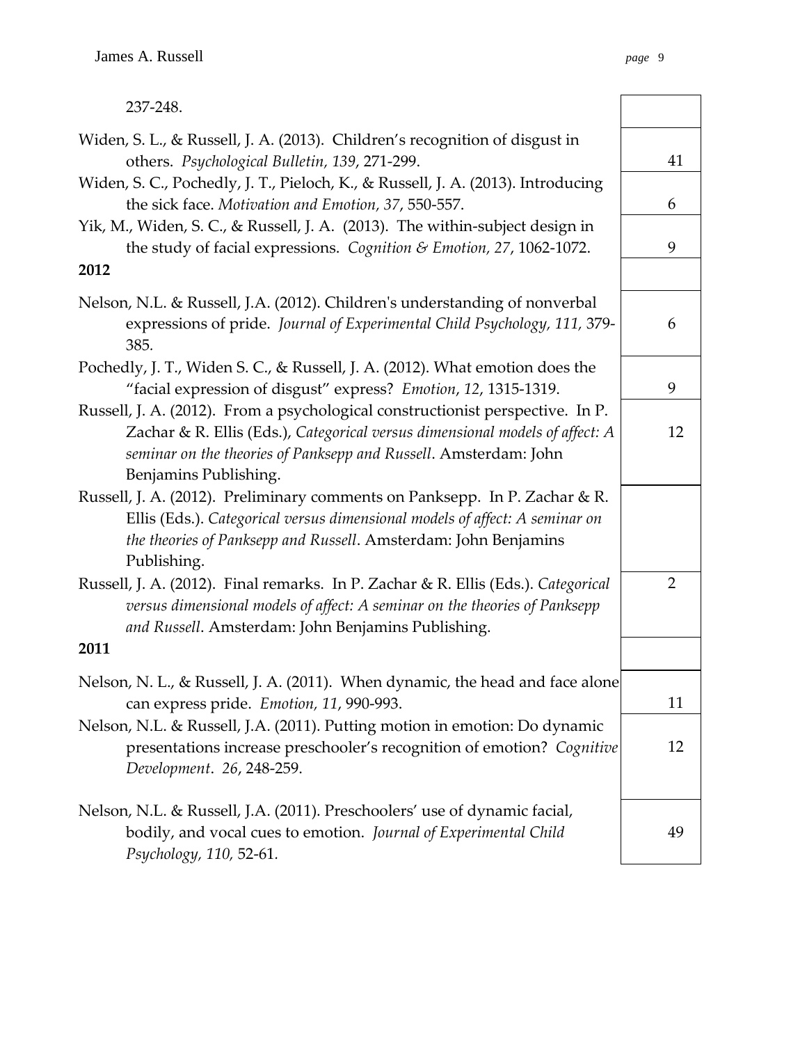237-248.

| Publication | Citations |
|---|---|
| Widen, S. L., & Russell, J. A. (2013). Children's recognition of disgust in others. *Psychological Bulletin, 139*, 271-299. | 41 |
| Widen, S. C., Pochedly, J. T., Pieloch, K., & Russell, J. A. (2013). Introducing the sick face. *Motivation and Emotion, 37*, 550-557. | 6 |
| Yik, M., Widen, S. C., & Russell, J. A. (2013). The within-subject design in the study of facial expressions. *Cognition & Emotion, 27*, 1062-1072. | 9 |
| **2012** | |
| Nelson, N.L. & Russell, J.A. (2012). Children's understanding of nonverbal expressions of pride. *Journal of Experimental Child Psychology, 111,* 379-385. | 6 |
| Pochedly, J. T., Widen S. C., & Russell, J. A. (2012). What emotion does the "facial expression of disgust" express? *Emotion*, *12*, 1315-1319. | 9 |
| Russell, J. A. (2012). From a psychological constructionist perspective. In P. Zachar & R. Ellis (Eds.), *Categorical versus dimensional models of affect: A seminar on the theories of Panksepp and Russell*. Amsterdam: John Benjamins Publishing. | 12 |
| Russell, J. A. (2012). Preliminary comments on Panksepp. In P. Zachar & R. Ellis (Eds.). *Categorical versus dimensional models of affect: A seminar on the theories of Panksepp and Russell*. Amsterdam: John Benjamins Publishing. | |
| Russell, J. A. (2012). Final remarks. In P. Zachar & R. Ellis (Eds.). *Categorical versus dimensional models of affect: A seminar on the theories of Panksepp and Russell*. Amsterdam: John Benjamins Publishing. | 2 |
| **2011** | |
| Nelson, N. L., & Russell, J. A. (2011). When dynamic, the head and face alone can express pride. *Emotion, 11*, 990-993. | 11 |
| Nelson, N.L. & Russell, J.A. (2011). Putting motion in emotion: Do dynamic presentations increase preschooler's recognition of emotion? *Cognitive Development*. *26*, 248-259. | 12 |
| Nelson, N.L. & Russell, J.A. (2011). Preschoolers' use of dynamic facial, bodily, and vocal cues to emotion. *Journal of Experimental Child Psychology, 110,* 52-61. | 49 |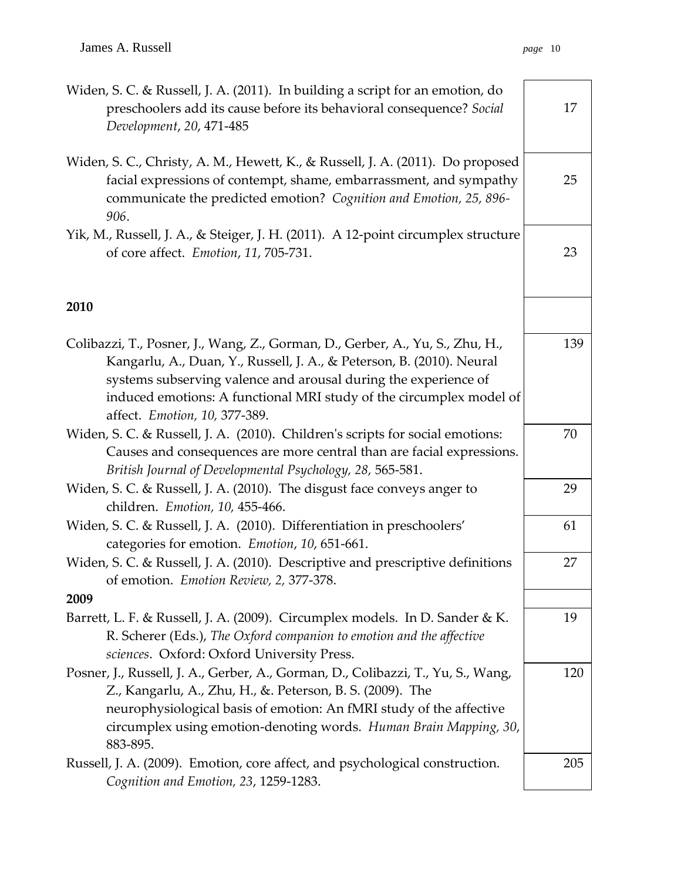| | |
|---|---|
| Widen, S. C. & Russell, J. A. (2011). In building a script for an emotion, do preschoolers add its cause before its behavioral consequence? *Social Development*, *20*, 471-485 | 17 |
| Widen, S. C., Christy, A. M., Hewett, K., & Russell, J. A. (2011). Do proposed facial expressions of contempt, shame, embarrassment, and sympathy communicate the predicted emotion? *Cognition and Emotion, 25, 896-906*. | 25 |
| Yik, M., Russell, J. A., & Steiger, J. H. (2011). A 12-point circumplex structure of core affect. *Emotion*, *11*, 705-731. | 23 |
| **2010** | |
| Colibazzi, T., Posner, J., Wang, Z., Gorman, D., Gerber, A., Yu, S., Zhu, H., Kangarlu, A., Duan, Y., Russell, J. A., & Peterson, B. (2010). Neural systems subserving valence and arousal during the experience of induced emotions: A functional MRI study of the circumplex model of affect. *Emotion, 10,* 377-389. | 139 |
| Widen, S. C. & Russell, J. A. (2010). Children's scripts for social emotions: Causes and consequences are more central than are facial expressions. *British Journal of Developmental Psychology, 28,* 565-581. | 70 |
| Widen, S. C. & Russell, J. A. (2010). The disgust face conveys anger to children. *Emotion, 10,* 455-466. | 29 |
| Widen, S. C. & Russell, J. A. (2010). Differentiation in preschoolers' categories for emotion. *Emotion*, *10*, 651-661. | 61 |
| Widen, S. C. & Russell, J. A. (2010). Descriptive and prescriptive definitions of emotion. *Emotion Review, 2,* 377-378. | 27 |
| **2009** | |
| Barrett, L. F. & Russell, J. A. (2009). Circumplex models. In D. Sander & K. R. Scherer (Eds.), *The Oxford companion to emotion and the affective sciences*. Oxford: Oxford University Press. | 19 |
| Posner, J., Russell, J. A., Gerber, A., Gorman, D., Colibazzi, T., Yu, S., Wang, Z., Kangarlu, A., Zhu, H., &. Peterson, B. S. (2009). The neurophysiological basis of emotion: An fMRI study of the affective circumplex using emotion-denoting words. *Human Brain Mapping, 30*, 883-895. | 120 |
| Russell, J. A. (2009). Emotion, core affect, and psychological construction. *Cognition and Emotion, 23*, 1259-1283. | 205 |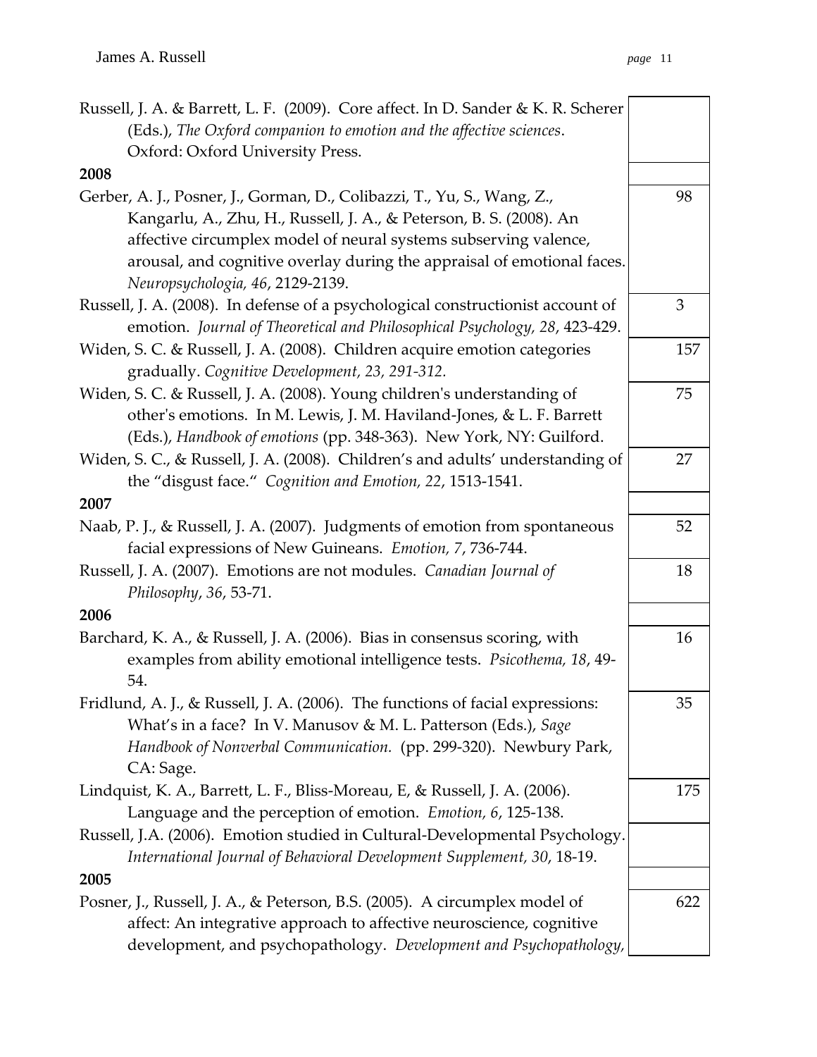| | |
|---|---|
| Russell, J. A. & Barrett, L. F. (2009). Core affect. In D. Sander & K. R. Scherer (Eds.), *The Oxford companion to emotion and the affective sciences*. Oxford: Oxford University Press. | |
| **2008** | |
| Gerber, A. J., Posner, J., Gorman, D., Colibazzi, T., Yu, S., Wang, Z., Kangarlu, A., Zhu, H., Russell, J. A., & Peterson, B. S. (2008). An affective circumplex model of neural systems subserving valence, arousal, and cognitive overlay during the appraisal of emotional faces. *Neuropsychologia, 46*, 2129-2139. | 98 |
| Russell, J. A. (2008). In defense of a psychological constructionist account of emotion. *Journal of Theoretical and Philosophical Psychology, 28*, 423-429. | 3 |
| Widen, S. C. & Russell, J. A. (2008). Children acquire emotion categories gradually. *Cognitive Development, 23, 291-312.* | 157 |
| Widen, S. C. & Russell, J. A. (2008). Young children's understanding of other's emotions. In M. Lewis, J. M. Haviland-Jones, & L. F. Barrett (Eds.), *Handbook of emotions* (pp. 348-363). New York, NY: Guilford. | 75 |
| Widen, S. C., & Russell, J. A. (2008). Children's and adults' understanding of the "disgust face." *Cognition and Emotion, 22*, 1513-1541. | 27 |
| **2007** | |
| Naab, P. J., & Russell, J. A. (2007). Judgments of emotion from spontaneous facial expressions of New Guineans. *Emotion, 7*, 736-744. | 52 |
| Russell, J. A. (2007). Emotions are not modules. *Canadian Journal of Philosophy*, *36*, 53-71. | 18 |
| **2006** | |
| Barchard, K. A., & Russell, J. A. (2006). Bias in consensus scoring, with examples from ability emotional intelligence tests. *Psicothema, 18*, 49-54. | 16 |
| Fridlund, A. J., & Russell, J. A. (2006). The functions of facial expressions: What's in a face? In V. Manusov & M. L. Patterson (Eds.), *Sage Handbook of Nonverbal Communication.* (pp. 299-320). Newbury Park, CA: Sage. | 35 |
| Lindquist, K. A., Barrett, L. F., Bliss-Moreau, E, & Russell, J. A. (2006). Language and the perception of emotion. *Emotion, 6*, 125-138. | 175 |
| Russell, J.A. (2006). Emotion studied in Cultural-Developmental Psychology. *International Journal of Behavioral Development Supplement, 30*, 18-19. | |
| **2005** | |
| Posner, J., Russell, J. A., & Peterson, B.S. (2005). A circumplex model of affect: An integrative approach to affective neuroscience, cognitive development, and psychopathology. *Development and Psychopathology,* | 622 |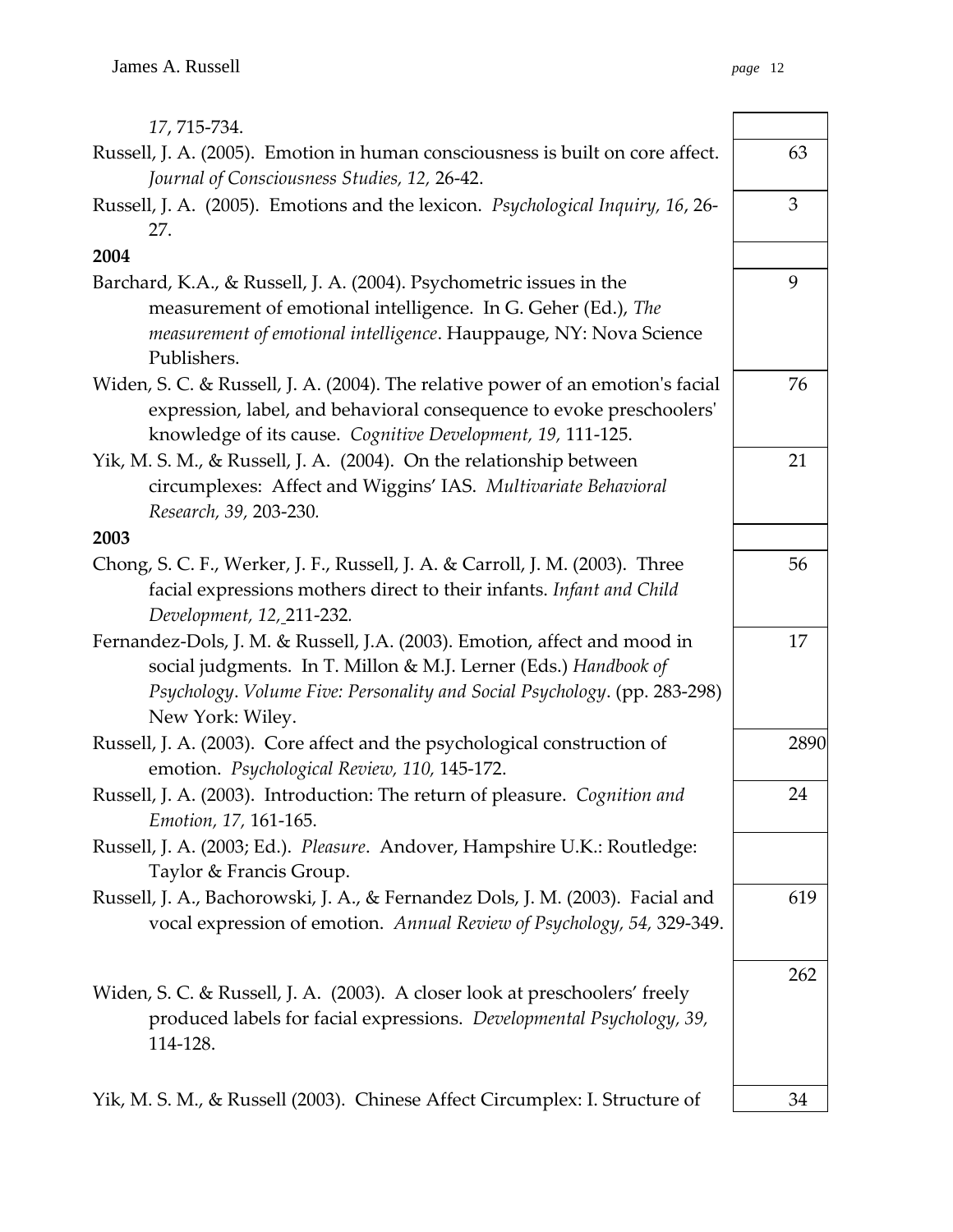*17*, 715-734.

| Reference | Citations |
|---|---|
| Russell, J. A. (2005). Emotion in human consciousness is built on core affect. *Journal of Consciousness Studies, 12,* 26-42. | 63 |
| Russell, J. A. (2005). Emotions and the lexicon. *Psychological Inquiry, 16*, 26-27. | 3 |
| **2004** | |
| Barchard, K.A., & Russell, J. A. (2004). Psychometric issues in the measurement of emotional intelligence. In G. Geher (Ed.), *The measurement of emotional intelligence*. Hauppauge, NY: Nova Science Publishers. | 9 |
| Widen, S. C. & Russell, J. A. (2004). The relative power of an emotion's facial expression, label, and behavioral consequence to evoke preschoolers' knowledge of its cause. *Cognitive Development, 19,* 111-125. | 76 |
| Yik, M. S. M., & Russell, J. A. (2004). On the relationship between circumplexes: Affect and Wiggins' IAS. *Multivariate Behavioral Research, 39,* 203-230. | 21 |
| **2003** | |
| Chong, S. C. F., Werker, J. F., Russell, J. A. & Carroll, J. M. (2003). Three facial expressions mothers direct to their infants. *Infant and Child Development, 12,* 211-232. | 56 |
| Fernandez-Dols, J. M. & Russell, J.A. (2003). Emotion, affect and mood in social judgments. In T. Millon & M.J. Lerner (Eds.) *Handbook of Psychology*. *Volume Five: Personality and Social Psychology*. (pp. 283-298) New York: Wiley. | 17 |
| Russell, J. A. (2003). Core affect and the psychological construction of emotion. *Psychological Review, 110,* 145-172. | 2890 |
| Russell, J. A. (2003). Introduction: The return of pleasure. *Cognition and Emotion, 17,* 161-165. | 24 |
| Russell, J. A. (2003; Ed.). *Pleasure*. Andover, Hampshire U.K.: Routledge: Taylor & Francis Group. | |
| Russell, J. A., Bachorowski, J. A., & Fernandez Dols, J. M. (2003). Facial and vocal expression of emotion. *Annual Review of Psychology, 54,* 329-349. | 619 |
| Widen, S. C. & Russell, J. A. (2003). A closer look at preschoolers' freely produced labels for facial expressions. *Developmental Psychology, 39,* 114-128. | 262 |
| Yik, M. S. M., & Russell (2003). Chinese Affect Circumplex: I. Structure of | 34 |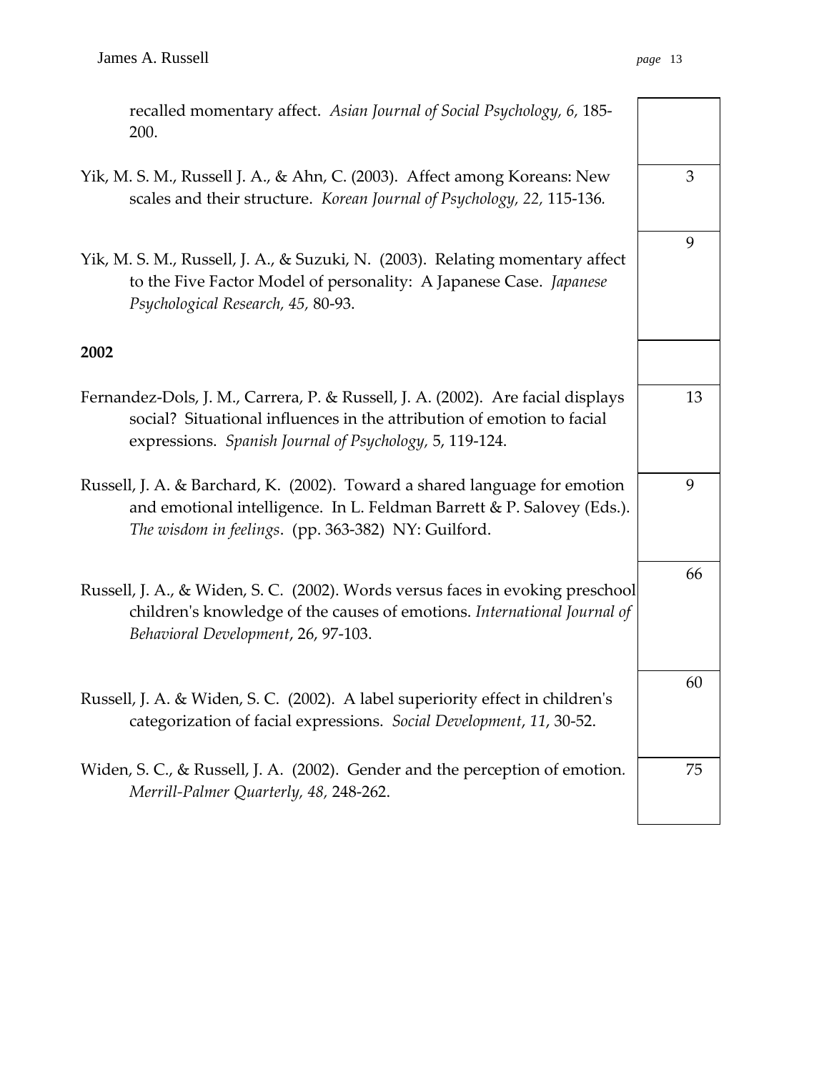recalled momentary affect. *Asian Journal of Social Psychology, 6,* 185-200.

| Reference | Citations |
|---|---|
| Yik, M. S. M., Russell J. A., & Ahn, C. (2003). Affect among Koreans: New scales and their structure. *Korean Journal of Psychology, 22,* 115-136. | 3 |
| Yik, M. S. M., Russell, J. A., & Suzuki, N. (2003). Relating momentary affect to the Five Factor Model of personality: A Japanese Case. *Japanese Psychological Research, 45,* 80-93. | 9 |

**2002**

| Reference | Citations |
|---|---|
| Fernandez-Dols, J. M., Carrera, P. & Russell, J. A. (2002). Are facial displays social? Situational influences in the attribution of emotion to facial expressions. *Spanish Journal of Psychology,* 5, 119-124. | 13 |
| Russell, J. A. & Barchard, K. (2002). Toward a shared language for emotion and emotional intelligence. In L. Feldman Barrett & P. Salovey (Eds.). *The wisdom in feelings*. (pp. 363-382) NY: Guilford. | 9 |
| Russell, J. A., & Widen, S. C. (2002). Words versus faces in evoking preschool children's knowledge of the causes of emotions. *International Journal of Behavioral Development*, 26, 97-103. | 66 |
| Russell, J. A. & Widen, S. C. (2002). A label superiority effect in children's categorization of facial expressions. *Social Development*, *11*, 30-52. | 60 |
| Widen, S. C., & Russell, J. A. (2002). Gender and the perception of emotion. *Merrill-Palmer Quarterly, 48,* 248-262. | 75 |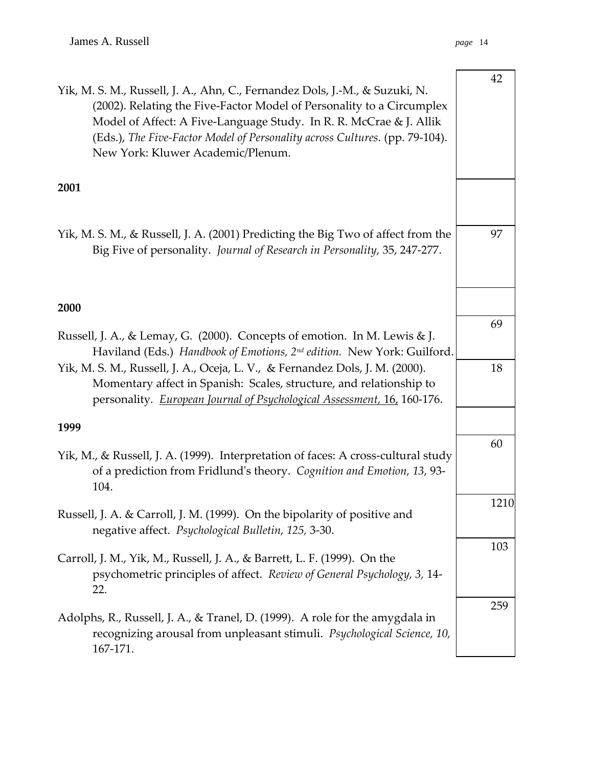| | |
|---|---|
| Yik, M. S. M., Russell, J. A., Ahn, C., Fernandez Dols, J.-M., & Suzuki, N. (2002). Relating the Five-Factor Model of Personality to a Circumplex Model of Affect: A Five-Language Study. In R. R. McCrae & J. Allik (Eds.), *The Five-Factor Model of Personality across Cultures.* (pp. 79-104). New York: Kluwer Academic/Plenum. | 42 |
| **2001** | |
| Yik, M. S. M., & Russell, J. A. (2001) Predicting the Big Two of affect from the Big Five of personality. *Journal of Research in Personality,* 35, 247-277. | 97 |
| **2000** | |
| Russell, J. A., & Lemay, G. (2000). Concepts of emotion. In M. Lewis & J. Haviland (Eds.) *Handbook of Emotions, 2nd edition.* New York: Guilford. | 69 |
| Yik, M. S. M., Russell, J. A., Oceja, L. V., & Fernandez Dols, J. M. (2000). Momentary affect in Spanish: Scales, structure, and relationship to personality. *European Journal of Psychological Assessment*, 16, 160-176. | 18 |
| **1999** | |
| Yik, M., & Russell, J. A. (1999). Interpretation of faces: A cross-cultural study of a prediction from Fridlund's theory. *Cognition and Emotion, 13,* 93-104. | 60 |
| Russell, J. A. & Carroll, J. M. (1999). On the bipolarity of positive and negative affect. *Psychological Bulletin, 125,* 3-30. | 1210 |
| Carroll, J. M., Yik, M., Russell, J. A., & Barrett, L. F. (1999). On the psychometric principles of affect. *Review of General Psychology, 3,* 14-22. | 103 |
| Adolphs, R., Russell, J. A., & Tranel, D. (1999). A role for the amygdala in recognizing arousal from unpleasant stimuli. *Psychological Science, 10,* 167-171. | 259 |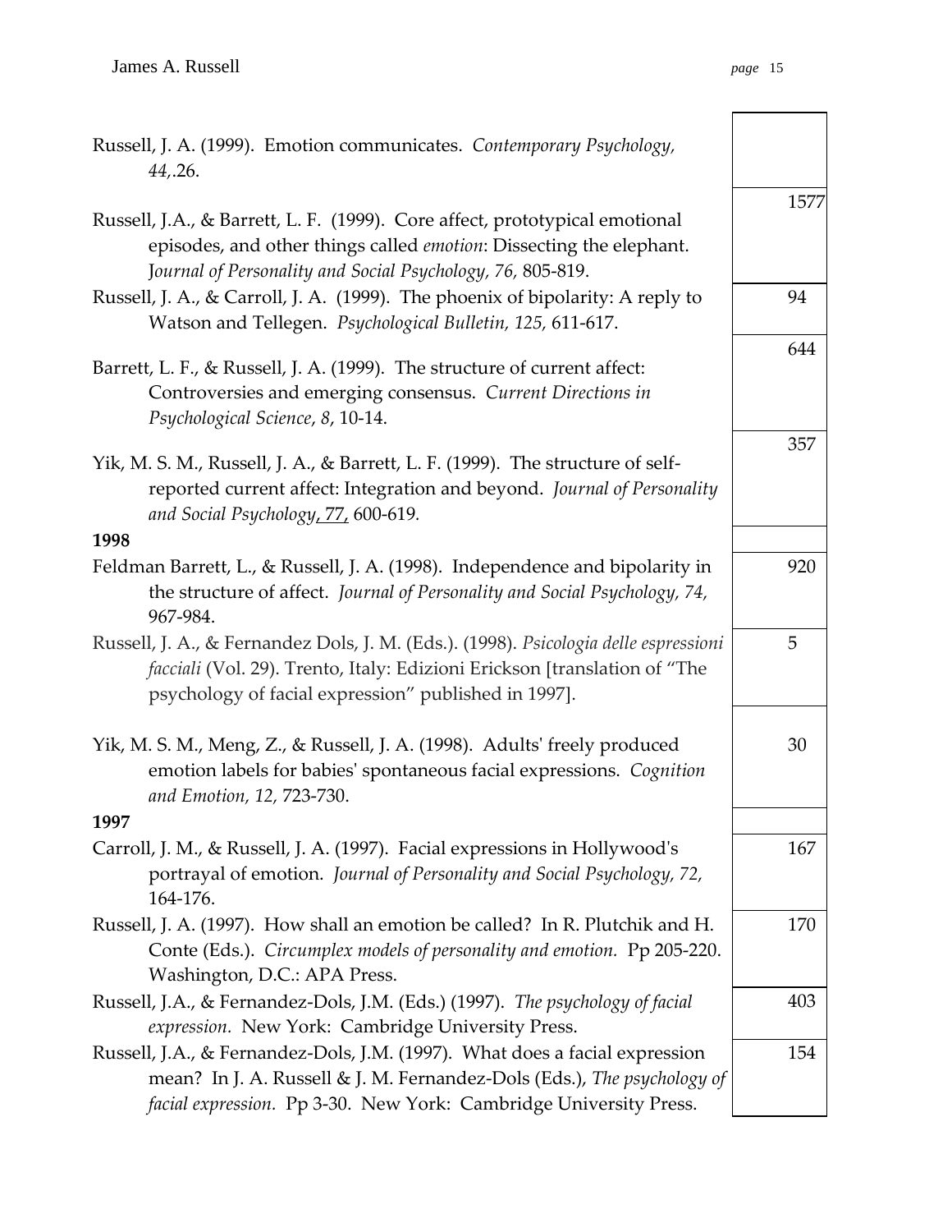Russell, J. A. (1999). Emotion communicates. *Contemporary Psychology, 44*,.26.

Russell, J.A., & Barrett, L. F. (1999). Core affect, prototypical emotional episodes, and other things called *emotion*: Dissecting the elephant. *Journal of Personality and Social Psychology, 76,* 805-819. — 1577

Russell, J. A., & Carroll, J. A. (1999). The phoenix of bipolarity: A reply to Watson and Tellegen. *Psychological Bulletin, 125,* 611-617. — 94

Barrett, L. F., & Russell, J. A. (1999). The structure of current affect: Controversies and emerging consensus. *Current Directions in Psychological Science*, *8*, 10-14. — 644

Yik, M. S. M., Russell, J. A., & Barrett, L. F. (1999). The structure of self-reported current affect: Integration and beyond. *Journal of Personality and Social Psychology*, 77, 600-619. — 357

**1998**

Feldman Barrett, L., & Russell, J. A. (1998). Independence and bipolarity in the structure of affect. *Journal of Personality and Social Psychology, 74,* 967-984. — 920

Russell, J. A., & Fernandez Dols, J. M. (Eds.). (1998). *Psicologia delle espressioni facciali* (Vol. 29). Trento, Italy: Edizioni Erickson [translation of "The psychology of facial expression" published in 1997]. — 5

Yik, M. S. M., Meng, Z., & Russell, J. A. (1998). Adults' freely produced emotion labels for babies' spontaneous facial expressions. *Cognition and Emotion, 12,* 723-730. — 30

**1997**

Carroll, J. M., & Russell, J. A. (1997). Facial expressions in Hollywood's portrayal of emotion. *Journal of Personality and Social Psychology, 72,* 164-176. — 167

Russell, J. A. (1997). How shall an emotion be called? In R. Plutchik and H. Conte (Eds.). *Circumplex models of personality and emotion.* Pp 205-220. Washington, D.C.: APA Press. — 170

Russell, J.A., & Fernandez-Dols, J.M. (Eds.) (1997). *The psychology of facial expression.* New York: Cambridge University Press. — 403

Russell, J.A., & Fernandez-Dols, J.M. (1997). What does a facial expression mean? In J. A. Russell & J. M. Fernandez-Dols (Eds.), *The psychology of facial expression.* Pp 3-30. New York: Cambridge University Press. — 154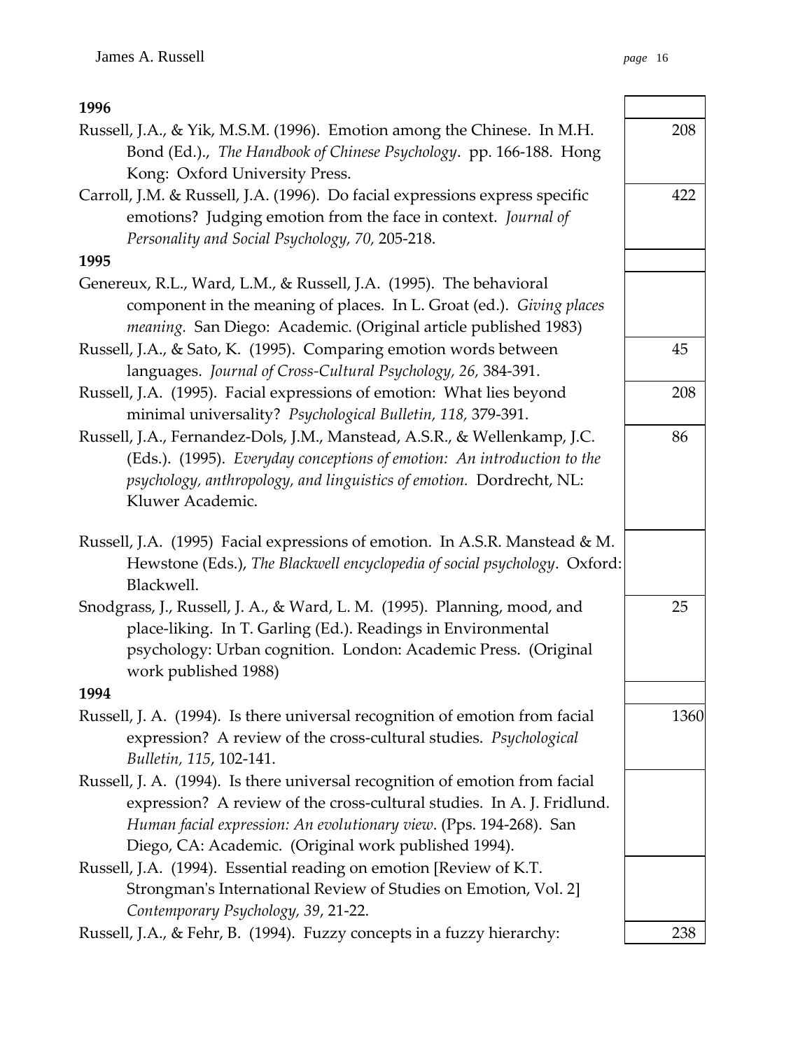**1996**

Russell, J.A., & Yik, M.S.M. (1996). Emotion among the Chinese. In M.H. Bond (Ed.)., *The Handbook of Chinese Psychology*. pp. 166-188. Hong Kong: Oxford University Press. — 208

Carroll, J.M. & Russell, J.A. (1996). Do facial expressions express specific emotions? Judging emotion from the face in context. *Journal of Personality and Social Psychology, 70,* 205-218. — 422

**1995**

Genereux, R.L., Ward, L.M., & Russell, J.A. (1995). The behavioral component in the meaning of places. In L. Groat (ed.). *Giving places meaning.* San Diego: Academic. (Original article published 1983)

Russell, J.A., & Sato, K. (1995). Comparing emotion words between languages. *Journal of Cross-Cultural Psychology, 26,* 384-391. — 45

Russell, J.A. (1995). Facial expressions of emotion: What lies beyond minimal universality? *Psychological Bulletin, 118,* 379-391. — 208

Russell, J.A., Fernandez-Dols, J.M., Manstead, A.S.R., & Wellenkamp, J.C. (Eds.). (1995). *Everyday conceptions of emotion: An introduction to the psychology, anthropology, and linguistics of emotion.* Dordrecht, NL: Kluwer Academic. — 86

Russell, J.A. (1995) Facial expressions of emotion. In A.S.R. Manstead & M. Hewstone (Eds.), *The Blackwell encyclopedia of social psychology*. Oxford: Blackwell.

Snodgrass, J., Russell, J. A., & Ward, L. M. (1995). Planning, mood, and place-liking. In T. Garling (Ed.). Readings in Environmental psychology: Urban cognition. London: Academic Press. (Original work published 1988) — 25

**1994**

Russell, J. A. (1994). Is there universal recognition of emotion from facial expression? A review of the cross-cultural studies. *Psychological Bulletin, 115*, 102-141. — 1360

Russell, J. A. (1994). Is there universal recognition of emotion from facial expression? A review of the cross-cultural studies. In A. J. Fridlund. *Human facial expression: An evolutionary view*. (Pps. 194-268). San Diego, CA: Academic. (Original work published 1994).

Russell, J.A. (1994). Essential reading on emotion [Review of K.T. Strongman's International Review of Studies on Emotion, Vol. 2] *Contemporary Psychology, 39*, 21-22.

Russell, J.A., & Fehr, B. (1994). Fuzzy concepts in a fuzzy hierarchy: — 238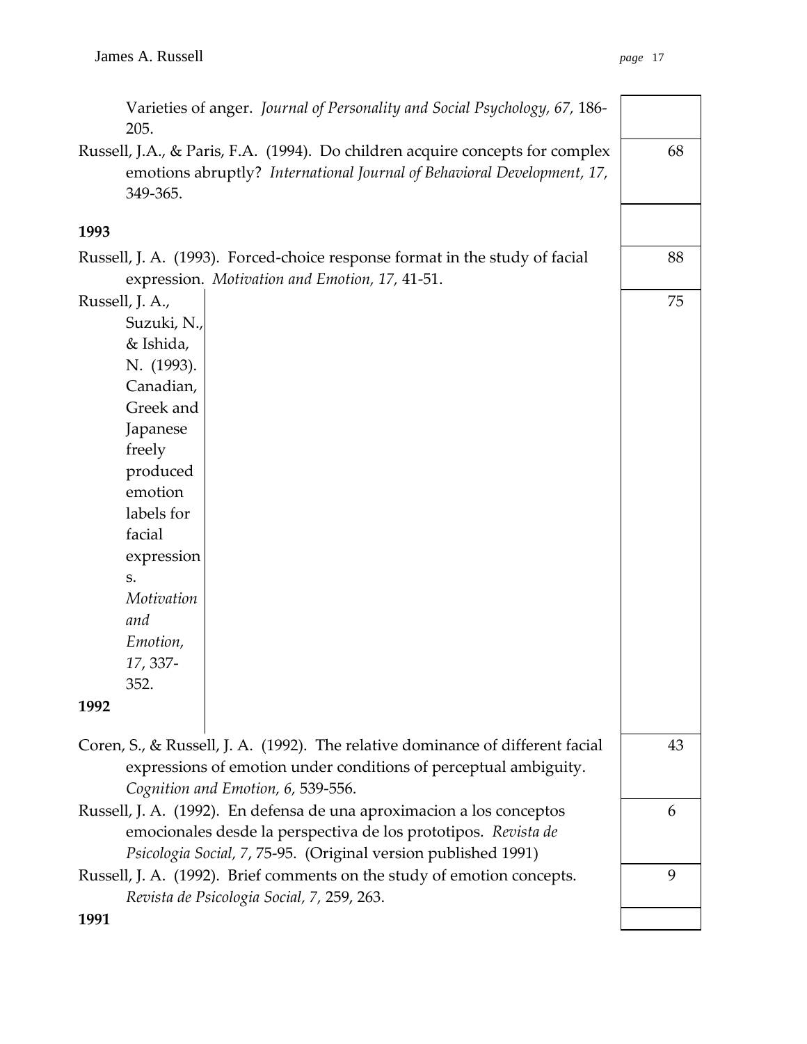Varieties of anger. *Journal of Personality and Social Psychology, 67,* 186-205.

| Reference | Citations |
|---|---|
| Russell, J.A., & Paris, F.A. (1994). Do children acquire concepts for complex emotions abruptly? *International Journal of Behavioral Development, 17,* 349-365. | 68 |

**1993**

| Reference | Citations |
|---|---|
| Russell, J. A. (1993). Forced-choice response format in the study of facial expression. *Motivation and Emotion, 17,* 41-51. | 88 |
| Russell, J. A., Suzuki, N., & Ishida, N. (1993). Canadian, Greek and Japanese freely produced emotion labels for facial expressions. *Motivation and Emotion, 17*, 337-352. | 75 |

**1992**

| Reference | Citations |
|---|---|
| Coren, S., & Russell, J. A. (1992). The relative dominance of different facial expressions of emotion under conditions of perceptual ambiguity. *Cognition and Emotion, 6,* 539-556. | 43 |
| Russell, J. A. (1992). En defensa de una aproximacion a los conceptos emocionales desde la perspectiva de los prototipos. *Revista de Psicologia Social, 7*, 75-95. (Original version published 1991) | 6 |
| Russell, J. A. (1992). Brief comments on the study of emotion concepts. *Revista de Psicologia Social, 7,* 259, 263. | 9 |

**1991**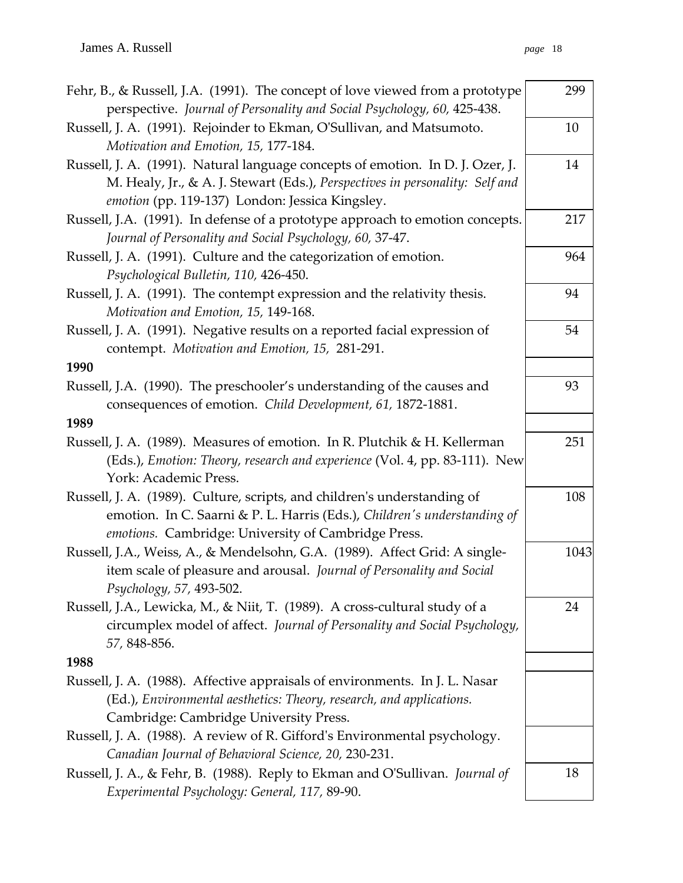| Reference | Citations |
|---|---|
| Fehr, B., & Russell, J.A. (1991). The concept of love viewed from a prototype perspective. *Journal of Personality and Social Psychology, 60,* 425-438. | 299 |
| Russell, J. A. (1991). Rejoinder to Ekman, O'Sullivan, and Matsumoto. *Motivation and Emotion, 15,* 177-184. | 10 |
| Russell, J. A. (1991). Natural language concepts of emotion. In D. J. Ozer, J. M. Healy, Jr., & A. J. Stewart (Eds.), *Perspectives in personality: Self and emotion* (pp. 119-137) London: Jessica Kingsley. | 14 |
| Russell, J.A. (1991). In defense of a prototype approach to emotion concepts. *Journal of Personality and Social Psychology, 60,* 37-47. | 217 |
| Russell, J. A. (1991). Culture and the categorization of emotion. *Psychological Bulletin, 110,* 426-450. | 964 |
| Russell, J. A. (1991). The contempt expression and the relativity thesis. *Motivation and Emotion, 15,* 149-168. | 94 |
| Russell, J. A. (1991). Negative results on a reported facial expression of contempt. *Motivation and Emotion, 15,* 281-291. | 54 |
| **1990** | |
| Russell, J.A. (1990). The preschooler's understanding of the causes and consequences of emotion. *Child Development, 61,* 1872-1881. | 93 |
| **1989** | |
| Russell, J. A. (1989). Measures of emotion. In R. Plutchik & H. Kellerman (Eds.), *Emotion: Theory, research and experience* (Vol. 4, pp. 83-111). New York: Academic Press. | 251 |
| Russell, J. A. (1989). Culture, scripts, and children's understanding of emotion. In C. Saarni & P. L. Harris (Eds.), *Children's understanding of emotions.* Cambridge: University of Cambridge Press. | 108 |
| Russell, J.A., Weiss, A., & Mendelsohn, G.A. (1989). Affect Grid: A single-item scale of pleasure and arousal. *Journal of Personality and Social Psychology, 57,* 493-502. | 1043 |
| Russell, J.A., Lewicka, M., & Niit, T. (1989). A cross-cultural study of a circumplex model of affect. *Journal of Personality and Social Psychology, 57,* 848-856. | 24 |
| **1988** | |
| Russell, J. A. (1988). Affective appraisals of environments. In J. L. Nasar (Ed.), *Environmental aesthetics: Theory, research, and applications.* Cambridge: Cambridge University Press. | |
| Russell, J. A. (1988). A review of R. Gifford's Environmental psychology. *Canadian Journal of Behavioral Science, 20,* 230-231. | |
| Russell, J. A., & Fehr, B. (1988). Reply to Ekman and O'Sullivan. *Journal of Experimental Psychology: General, 117,* 89-90. | 18 |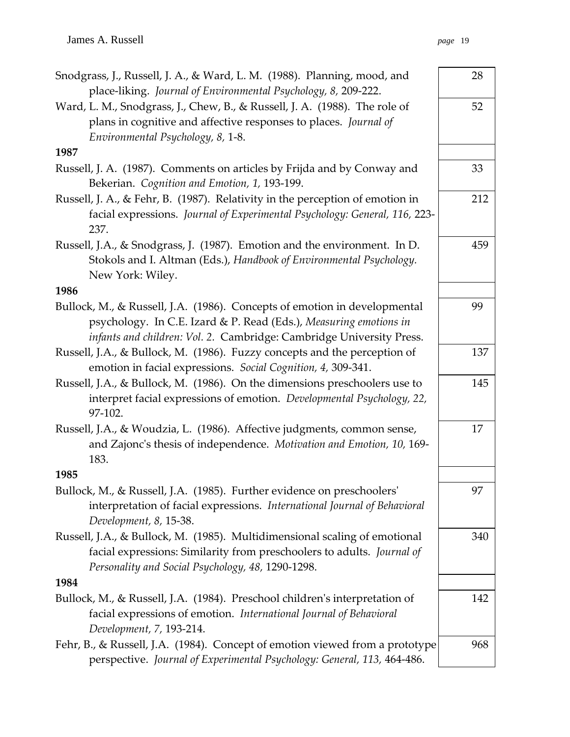| Reference | Citations |
|---|---|
| Snodgrass, J., Russell, J. A., & Ward, L. M. (1988). Planning, mood, and place-liking. *Journal of Environmental Psychology, 8,* 209-222. | 28 |
| Ward, L. M., Snodgrass, J., Chew, B., & Russell, J. A. (1988). The role of plans in cognitive and affective responses to places. *Journal of Environmental Psychology, 8,* 1-8. | 52 |
| **1987** | |
| Russell, J. A. (1987). Comments on articles by Frijda and by Conway and Bekerian. *Cognition and Emotion, 1,* 193-199. | 33 |
| Russell, J. A., & Fehr, B. (1987). Relativity in the perception of emotion in facial expressions. *Journal of Experimental Psychology: General, 116,* 223-237. | 212 |
| Russell, J.A., & Snodgrass, J. (1987). Emotion and the environment. In D. Stokols and I. Altman (Eds.), *Handbook of Environmental Psychology.* New York: Wiley. | 459 |
| **1986** | |
| Bullock, M., & Russell, J.A. (1986). Concepts of emotion in developmental psychology. In C.E. Izard & P. Read (Eds.), *Measuring emotions in infants and children: Vol. 2.* Cambridge: Cambridge University Press. | 99 |
| Russell, J.A., & Bullock, M. (1986). Fuzzy concepts and the perception of emotion in facial expressions. *Social Cognition, 4,* 309-341. | 137 |
| Russell, J.A., & Bullock, M. (1986). On the dimensions preschoolers use to interpret facial expressions of emotion. *Developmental Psychology, 22,* 97-102. | 145 |
| Russell, J.A., & Woudzia, L. (1986). Affective judgments, common sense, and Zajonc's thesis of independence. *Motivation and Emotion, 10,* 169-183. | 17 |
| **1985** | |
| Bullock, M., & Russell, J.A. (1985). Further evidence on preschoolers' interpretation of facial expressions. *International Journal of Behavioral Development, 8,* 15-38. | 97 |
| Russell, J.A., & Bullock, M. (1985). Multidimensional scaling of emotional facial expressions: Similarity from preschoolers to adults. *Journal of Personality and Social Psychology, 48,* 1290-1298. | 340 |
| **1984** | |
| Bullock, M., & Russell, J.A. (1984). Preschool children's interpretation of facial expressions of emotion. *International Journal of Behavioral Development, 7,* 193-214. | 142 |
| Fehr, B., & Russell, J.A. (1984). Concept of emotion viewed from a prototype perspective. *Journal of Experimental Psychology: General, 113,* 464-486. | 968 |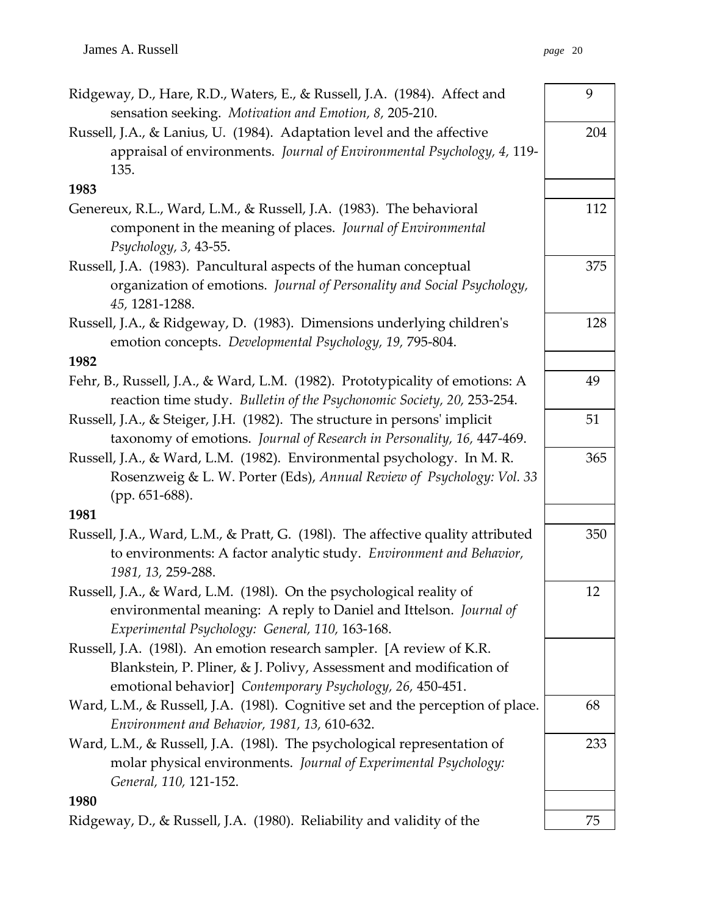| Reference | Citations |
|---|---|
| Ridgeway, D., Hare, R.D., Waters, E., & Russell, J.A. (1984). Affect and sensation seeking. *Motivation and Emotion, 8,* 205-210. | 9 |
| Russell, J.A., & Lanius, U. (1984). Adaptation level and the affective appraisal of environments. *Journal of Environmental Psychology, 4,* 119-135. | 204 |
| **1983** | |
| Genereux, R.L., Ward, L.M., & Russell, J.A. (1983). The behavioral component in the meaning of places. *Journal of Environmental Psychology, 3,* 43-55. | 112 |
| Russell, J.A. (1983). Pancultural aspects of the human conceptual organization of emotions. *Journal of Personality and Social Psychology, 45,* 1281-1288. | 375 |
| Russell, J.A., & Ridgeway, D. (1983). Dimensions underlying children's emotion concepts. *Developmental Psychology, 19,* 795-804. | 128 |
| **1982** | |
| Fehr, B., Russell, J.A., & Ward, L.M. (1982). Prototypicality of emotions: A reaction time study. *Bulletin of the Psychonomic Society, 20,* 253-254. | 49 |
| Russell, J.A., & Steiger, J.H. (1982). The structure in persons' implicit taxonomy of emotions. *Journal of Research in Personality, 16,* 447-469. | 51 |
| Russell, J.A., & Ward, L.M. (1982). Environmental psychology. In M. R. Rosenzweig & L. W. Porter (Eds), *Annual Review of Psychology: Vol. 33* (pp. 651-688). | 365 |
| **1981** | |
| Russell, J.A., Ward, L.M., & Pratt, G. (198l). The affective quality attributed to environments: A factor analytic study. *Environment and Behavior, 1981, 13,* 259-288. | 350 |
| Russell, J.A., & Ward, L.M. (198l). On the psychological reality of environmental meaning: A reply to Daniel and Ittelson. *Journal of Experimental Psychology: General, 110,* 163-168. | 12 |
| Russell, J.A. (198l). An emotion research sampler. [A review of K.R. Blankstein, P. Pliner, & J. Polivy, Assessment and modification of emotional behavior] *Contemporary Psychology, 26,* 450-451. | |
| Ward, L.M., & Russell, J.A. (198l). Cognitive set and the perception of place. *Environment and Behavior, 1981, 13,* 610-632. | 68 |
| Ward, L.M., & Russell, J.A. (198l). The psychological representation of molar physical environments. *Journal of Experimental Psychology: General, 110,* 121-152. | 233 |
| **1980** | |
| Ridgeway, D., & Russell, J.A. (1980). Reliability and validity of the | 75 |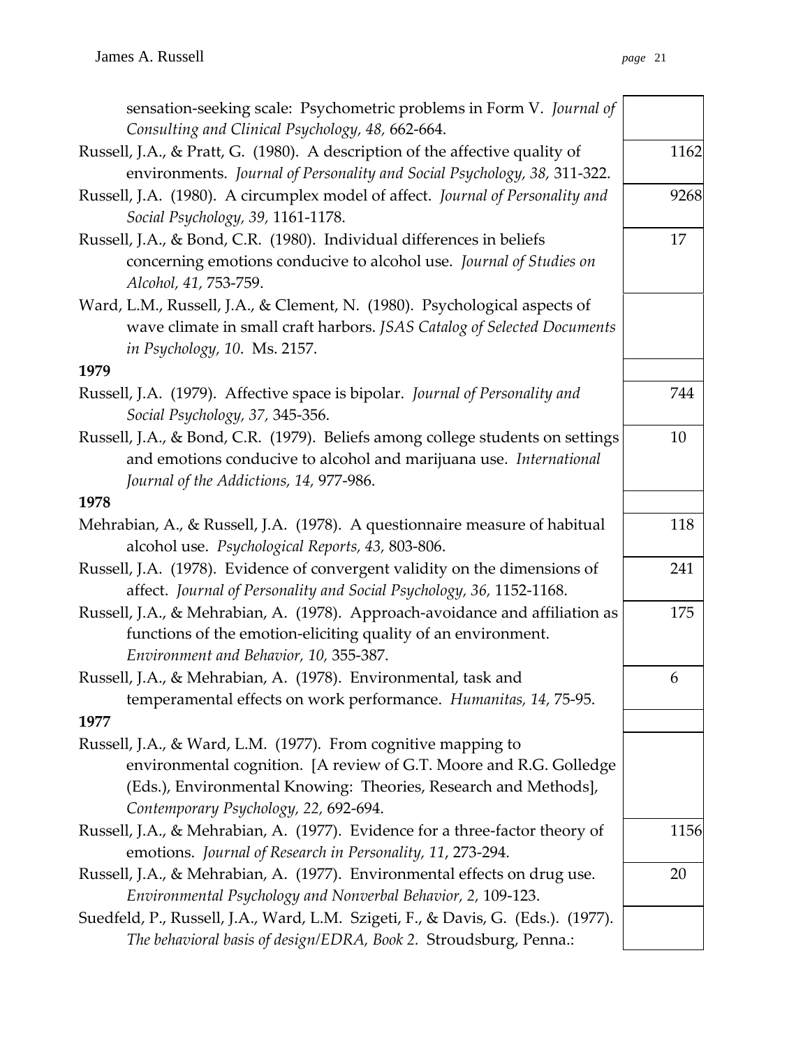sensation-seeking scale: Psychometric problems in Form V. *Journal of Consulting and Clinical Psychology, 48,* 662-664.

| Reference | Citations |
|---|---|
| Russell, J.A., & Pratt, G. (1980). A description of the affective quality of environments. *Journal of Personality and Social Psychology, 38,* 311-322. | 1162 |
| Russell, J.A. (1980). A circumplex model of affect. *Journal of Personality and Social Psychology, 39,* 1161-1178. | 9268 |
| Russell, J.A., & Bond, C.R. (1980). Individual differences in beliefs concerning emotions conducive to alcohol use. *Journal of Studies on Alcohol, 41,* 753-759. | 17 |
| Ward, L.M., Russell, J.A., & Clement, N. (1980). Psychological aspects of wave climate in small craft harbors. *JSAS Catalog of Selected Documents in Psychology, 10*. Ms. 2157. | |
| **1979** | |
| Russell, J.A. (1979). Affective space is bipolar. *Journal of Personality and Social Psychology, 37,* 345-356. | 744 |
| Russell, J.A., & Bond, C.R. (1979). Beliefs among college students on settings and emotions conducive to alcohol and marijuana use. *International Journal of the Addictions, 14,* 977-986. | 10 |
| **1978** | |
| Mehrabian, A., & Russell, J.A. (1978). A questionnaire measure of habitual alcohol use. *Psychological Reports, 43,* 803-806. | 118 |
| Russell, J.A. (1978). Evidence of convergent validity on the dimensions of affect. *Journal of Personality and Social Psychology, 36,* 1152-1168. | 241 |
| Russell, J.A., & Mehrabian, A. (1978). Approach-avoidance and affiliation as functions of the emotion-eliciting quality of an environment. *Environment and Behavior, 10,* 355-387. | 175 |
| Russell, J.A., & Mehrabian, A. (1978). Environmental, task and temperamental effects on work performance. *Humanitas, 14,* 75-95. | 6 |
| **1977** | |
| Russell, J.A., & Ward, L.M. (1977). From cognitive mapping to environmental cognition. [A review of G.T. Moore and R.G. Golledge (Eds.), Environmental Knowing: Theories, Research and Methods], *Contemporary Psychology, 22,* 692-694. | |
| Russell, J.A., & Mehrabian, A. (1977). Evidence for a three-factor theory of emotions. *Journal of Research in Personality, 11,* 273-294. | 1156 |
| Russell, J.A., & Mehrabian, A. (1977). Environmental effects on drug use. *Environmental Psychology and Nonverbal Behavior, 2,* 109-123. | 20 |
| Suedfeld, P., Russell, J.A., Ward, L.M. Szigeti, F., & Davis, G. (Eds.). (1977). *The behavioral basis of design/EDRA, Book 2.* Stroudsburg, Penna.: | |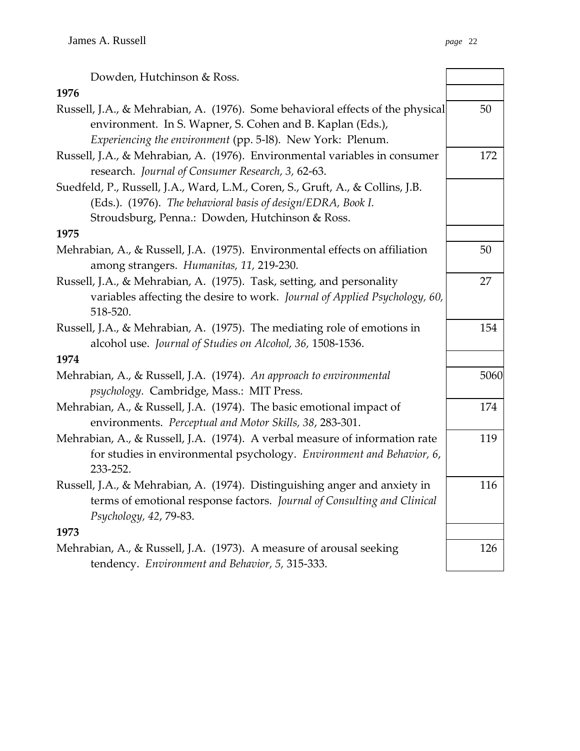| | |
|---|---|
| Dowden, Hutchinson & Ross. | |
| **1976** | |
| Russell, J.A., & Mehrabian, A. (1976). Some behavioral effects of the physical environment. In S. Wapner, S. Cohen and B. Kaplan (Eds.), *Experiencing the environment* (pp. 5-l8). New York: Plenum. | 50 |
| Russell, J.A., & Mehrabian, A. (1976). Environmental variables in consumer research. *Journal of Consumer Research, 3*, 62-63. | 172 |
| Suedfeld, P., Russell, J.A., Ward, L.M., Coren, S., Gruft, A., & Collins, J.B. (Eds.). (1976). *The behavioral basis of design/EDRA, Book I.* Stroudsburg, Penna.: Dowden, Hutchinson & Ross. | |
| **1975** | |
| Mehrabian, A., & Russell, J.A. (1975). Environmental effects on affiliation among strangers. *Humanitas, 11,* 219-230. | 50 |
| Russell, J.A., & Mehrabian, A. (1975). Task, setting, and personality variables affecting the desire to work. *Journal of Applied Psychology, 60,* 518-520. | 27 |
| Russell, J.A., & Mehrabian, A. (1975). The mediating role of emotions in alcohol use. *Journal of Studies on Alcohol, 36*, 1508-1536. | 154 |
| **1974** | |
| Mehrabian, A., & Russell, J.A. (1974). *An approach to environmental psychology*. Cambridge, Mass.: MIT Press. | 5060 |
| Mehrabian, A., & Russell, J.A. (1974). The basic emotional impact of environments. *Perceptual and Motor Skills, 38*, 283-301. | 174 |
| Mehrabian, A., & Russell, J.A. (1974). A verbal measure of information rate for studies in environmental psychology. *Environment and Behavior, 6*, 233-252. | 119 |
| Russell, J.A., & Mehrabian, A. (1974). Distinguishing anger and anxiety in terms of emotional response factors. *Journal of Consulting and Clinical Psychology, 42*, 79-83. | 116 |
| **1973** | |
| Mehrabian, A., & Russell, J.A. (1973). A measure of arousal seeking tendency. *Environment and Behavior, 5,* 315-333. | 126 |